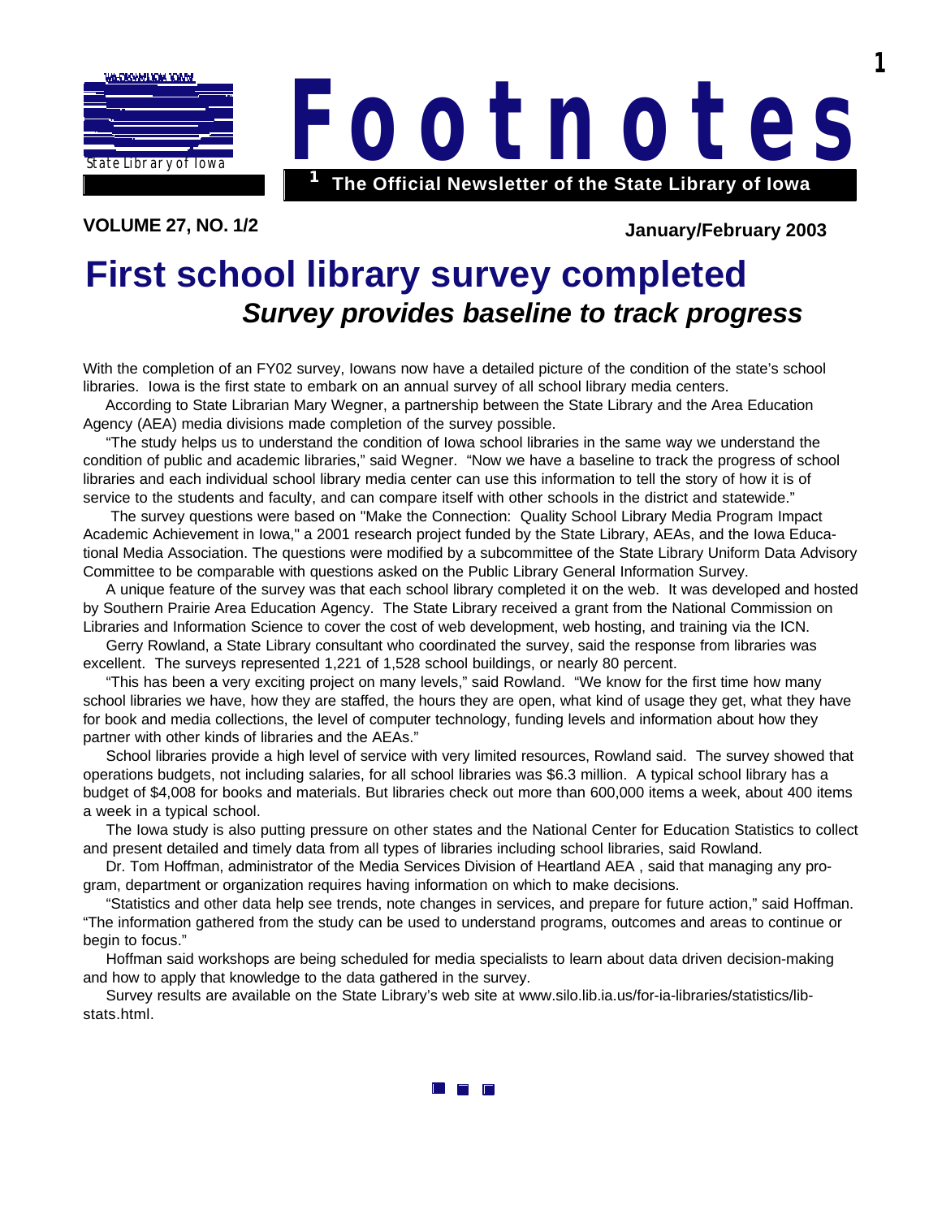State Library of Iowa

# Footnotes

**The Official Newsletter of the State Library of Iowa**

**VOLUME 27, NO. 1/2** **January/February 2003**

# First school library survey completed

## *Survey provides baseline to track progress*

With the completion of an FY02 survey, Iowans now have a detailed picture of the condition of the state's school libraries. Iowa is the first state to embark on an annual survey of all school library media centers.

According to State Librarian Mary Wegner, a partnership between the State Library and the Area Education Agency (AEA) media divisions made completion of the survey possible.

"The study helps us to understand the condition of Iowa school libraries in the same way we understand the condition of public and academic libraries," said Wegner. "Now we have a baseline to track the progress of school libraries and each individual school library media center can use this information to tell the story of how it is of service to the students and faculty, and can compare itself with other schools in the district and statewide."

The survey questions were based on "Make the Connection: Quality School Library Media Program Impact Academic Achievement in Iowa," a 2001 research project funded by the State Library, AEAs, and the Iowa Educational Media Association. The questions were modified by a subcommittee of the State Library Uniform Data Advisory Committee to be comparable with questions asked on the Public Library General Information Survey.

A unique feature of the survey was that each school library completed it on the web. It was developed and hosted by Southern Prairie Area Education Agency. The State Library received a grant from the National Commission on Libraries and Information Science to cover the cost of web development, web hosting, and training via the ICN.

Gerry Rowland, a State Library consultant who coordinated the survey, said the response from libraries was excellent. The surveys represented 1,221 of 1,528 school buildings, or nearly 80 percent.

"This has been a very exciting project on many levels," said Rowland. "We know for the first time how many school libraries we have, how they are staffed, the hours they are open, what kind of usage they get, what they have for book and media collections, the level of computer technology, funding levels and information about how they partner with other kinds of libraries and the AEAs."

School libraries provide a high level of service with very limited resources, Rowland said. The survey showed that operations budgets, not including salaries, for all school libraries was $6.3 million. A typical school library has a budget of $4,008 for books and materials. But libraries check out more than 600,000 items a week, about 400 items a week in a typical school.

The Iowa study is also putting pressure on other states and the National Center for Education Statistics to collect and present detailed and timely data from all types of libraries including school libraries, said Rowland.

Dr. Tom Hoffman, administrator of the Media Services Division of Heartland AEA , said that managing any program, department or organization requires having information on which to make decisions.

"Statistics and other data help see trends, note changes in services, and prepare for future action," said Hoffman. "The information gathered from the study can be used to understand programs, outcomes and areas to continue or begin to focus."

Hoffman said workshops are being scheduled for media specialists to learn about data driven decision-making and how to apply that knowledge to the data gathered in the survey.

Survey results are available on the State Library's web site at www.silo.lib.ia.us/for-ia-libraries/statistics/lib-stats.html.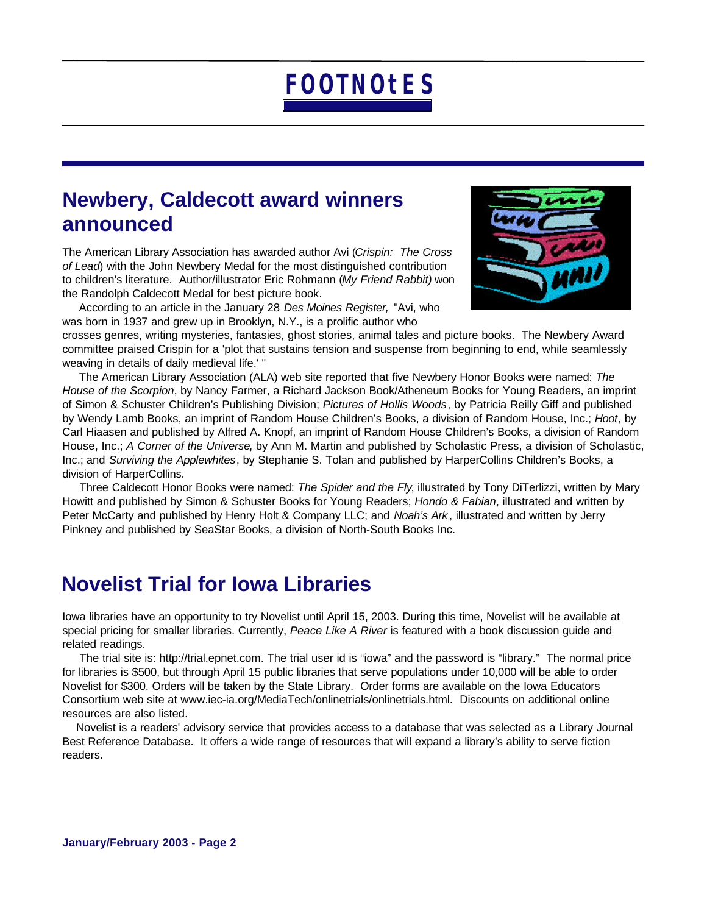# FOOTNOtES

## Newbery, Caldecott award winners announced

The American Library Association has awarded author Avi (*Crispin: The Cross of Lead*) with the John Newbery Medal for the most distinguished contribution to children's literature. Author/illustrator Eric Rohmann (*My Friend Rabbit)* won the Randolph Caldecott Medal for best picture book.

According to an article in the January 28 *Des Moines Register,* "Avi, who was born in 1937 and grew up in Brooklyn, N.Y., is a prolific author who crosses genres, writing mysteries, fantasies, ghost stories, animal tales and picture books. The Newbery Award committee praised Crispin for a 'plot that sustains tension and suspense from beginning to end, while seamlessly weaving in details of daily medieval life.' "

The American Library Association (ALA) web site reported that five Newbery Honor Books were named: *The House of the Scorpion*, by Nancy Farmer, a Richard Jackson Book/Atheneum Books for Young Readers, an imprint of Simon & Schuster Children's Publishing Division; *Pictures of Hollis Woods*, by Patricia Reilly Giff and published by Wendy Lamb Books, an imprint of Random House Children's Books, a division of Random House, Inc.; *Hoot*, by Carl Hiaasen and published by Alfred A. Knopf, an imprint of Random House Children's Books, a division of Random House, Inc.; *A Corner of the Universe*, by Ann M. Martin and published by Scholastic Press, a division of Scholastic, Inc.; and *Surviving the Applewhites*, by Stephanie S. Tolan and published by HarperCollins Children's Books, a division of HarperCollins.

Three Caldecott Honor Books were named: *The Spider and the Fly*, illustrated by Tony DiTerlizzi, written by Mary Howitt and published by Simon & Schuster Books for Young Readers; *Hondo & Fabian*, illustrated and written by Peter McCarty and published by Henry Holt & Company LLC; and *Noah's Ark*, illustrated and written by Jerry Pinkney and published by SeaStar Books, a division of North-South Books Inc.

## Novelist Trial for Iowa Libraries

Iowa libraries have an opportunity to try Novelist until April 15, 2003. During this time, Novelist will be available at special pricing for smaller libraries. Currently, *Peace Like A River* is featured with a book discussion guide and related readings.

The trial site is: http://trial.epnet.com. The trial user id is "iowa" and the password is "library." The normal price for libraries is $500, but through April 15 public libraries that serve populations under 10,000 will be able to order Novelist for $300. Orders will be taken by the State Library. Order forms are available on the Iowa Educators Consortium web site at www.iec-ia.org/MediaTech/onlinetrials/onlinetrials.html. Discounts on additional online resources are also listed.

Novelist is a readers' advisory service that provides access to a database that was selected as a Library Journal Best Reference Database. It offers a wide range of resources that will expand a library's ability to serve fiction readers.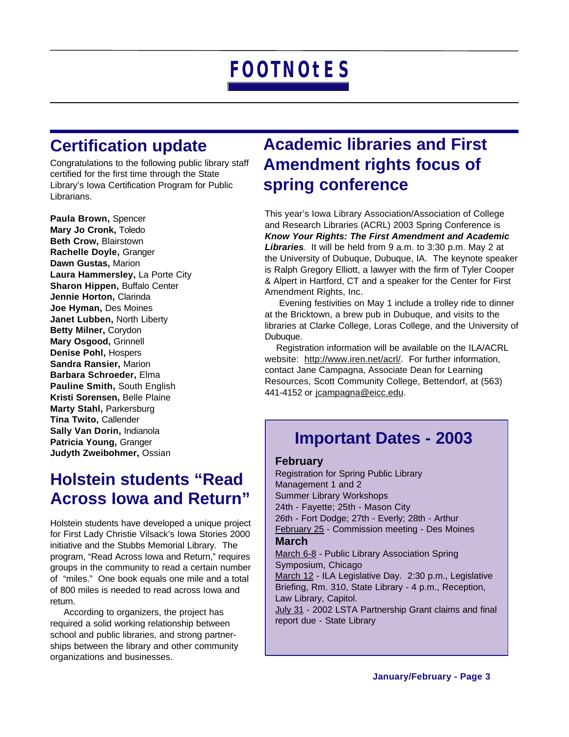# FOOTNOtES

## Certification update

Congratulations to the following public library staff certified for the first time through the State Library's Iowa Certification Program for Public Librarians.

**Paula Brown,** Spencer
**Mary Jo Cronk,** Toledo
**Beth Crow,** Blairstown
**Rachelle Doyle,** Granger
**Dawn Gustas,** Marion
**Laura Hammersley,** La Porte City
**Sharon Hippen,** Buffalo Center
**Jennie Horton,** Clarinda
**Joe Hyman,** Des Moines
**Janet Lubben,** North Liberty
**Betty Milner,** Corydon
**Mary Osgood,** Grinnell
**Denise Pohl,** Hospers
**Sandra Ransier,** Marion
**Barbara Schroeder,** Elma
**Pauline Smith,** South English
**Kristi Sorensen,** Belle Plaine
**Marty Stahl,** Parkersburg
**Tina Twito,** Callender
**Sally Van Dorin,** Indianola
**Patricia Young,** Granger
**Judyth Zweibohmer,** Ossian

## Holstein students "Read Across Iowa and Return"

Holstein students have developed a unique project for First Lady Christie Vilsack's Iowa Stories 2000 initiative and the Stubbs Memorial Library. The program, "Read Across Iowa and Return," requires groups in the community to read a certain number of "miles." One book equals one mile and a total of 800 miles is needed to read across Iowa and return.

According to organizers, the project has required a solid working relationship between school and public libraries, and strong partnerships between the library and other community organizations and businesses.

## Academic libraries and First Amendment rights focus of spring conference

This year's Iowa Library Association/Association of College and Research Libraries (ACRL) 2003 Spring Conference is ***Know Your Rights: The First Amendment and Academic Libraries***. It will be held from 9 a.m. to 3:30 p.m. May 2 at the University of Dubuque, Dubuque, IA. The keynote speaker is Ralph Gregory Elliott, a lawyer with the firm of Tyler Cooper & Alpert in Hartford, CT and a speaker for the Center for First Amendment Rights, Inc.

Evening festivities on May 1 include a trolley ride to dinner at the Bricktown, a brew pub in Dubuque, and visits to the libraries at Clarke College, Loras College, and the University of Dubuque.

Registration information will be available on the ILA/ACRL website: http://www.iren.net/acrl/. For further information, contact Jane Campagna, Associate Dean for Learning Resources, Scott Community College, Bettendorf, at (563) 441-4152 or jcampagna@eicc.edu.

## Important Dates - 2003

### February

Registration for Spring Public Library Management 1 and 2
Summer Library Workshops
24th - Fayette; 25th - Mason City
26th - Fort Dodge; 27th - Everly; 28th - Arthur
February 25 - Commission meeting - Des Moines

### March

March 6-8 - Public Library Association Spring Symposium, Chicago
March 12 - ILA Legislative Day. 2:30 p.m., Legislative Briefing, Rm. 310, State Library - 4 p.m., Reception, Law Library, Capitol.
July 31 - 2002 LSTA Partnership Grant claims and final report due - State Library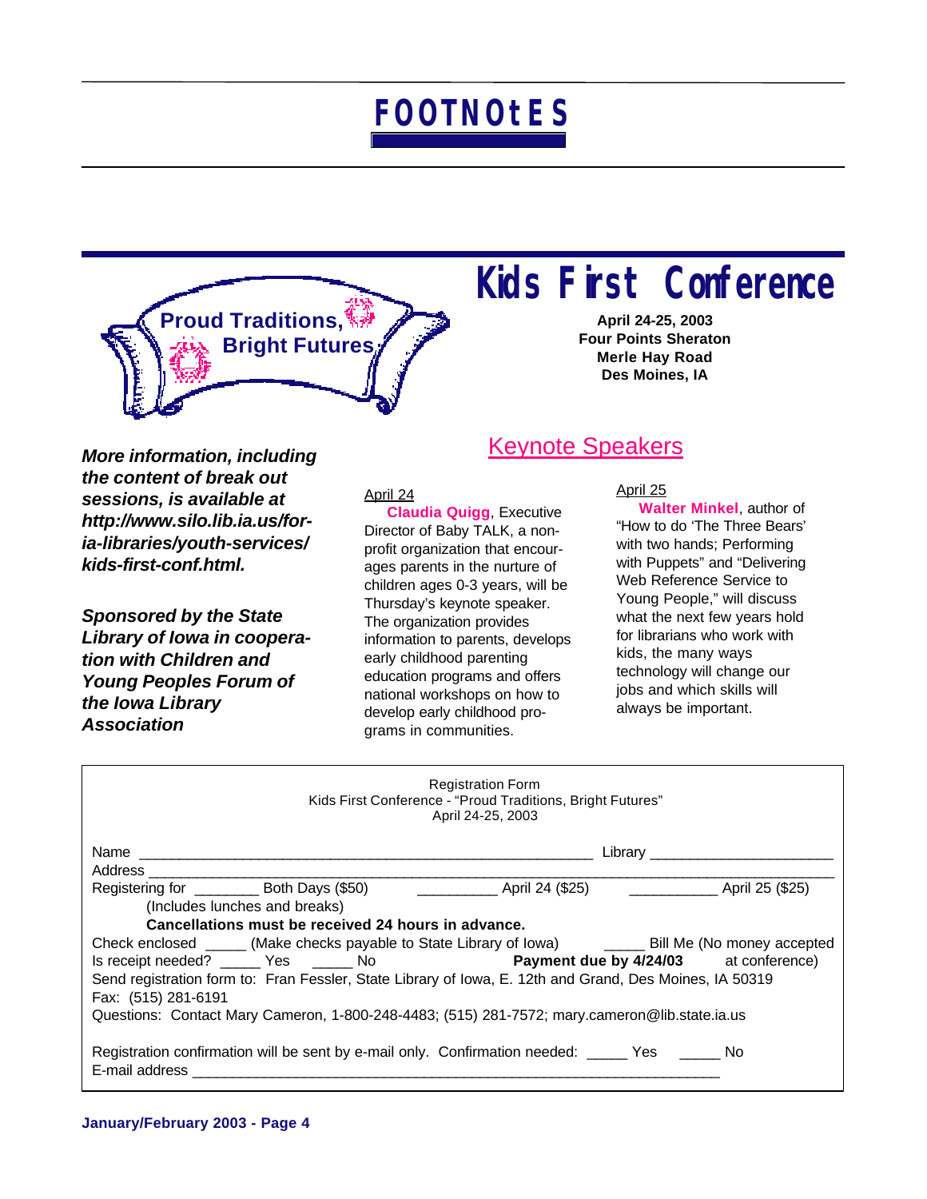# Kids First Conference

**Proud Traditions, Bright Futures**

**April 24-25, 2003**
**Four Points Sheraton**
**Merle Hay Road**
**Des Moines, IA**

***More information, including the content of break out sessions, is available at http://www.silo.lib.ia.us/for-ia-libraries/youth-services/kids-first-conf.html.***

***Sponsored by the State Library of Iowa in cooperation with Children and Young Peoples Forum of the Iowa Library Association***

## Keynote Speakers

April 24

**Claudia Quigg**, Executive Director of Baby TALK, a non-profit organization that encourages parents in the nurture of children ages 0-3 years, will be Thursday's keynote speaker. The organization provides information to parents, develops early childhood parenting education programs and offers national workshops on how to develop early childhood programs in communities.

April 25

**Walter Minkel**, author of "How to do 'The Three Bears' with two hands; Performing with Puppets" and "Delivering Web Reference Service to Young People," will discuss what the next few years hold for librarians who work with kids, the many ways technology will change our jobs and which skills will always be important.

---

Registration Form
Kids First Conference - "Proud Traditions, Bright Futures"
April 24-25, 2003

Name ________________________________________ Library ____________________

Address ______________________________________________________________

Registering for ________ Both Days ($50) __________ April 24 ($25) ___________ April 25 ($25)
(Includes lunches and breaks)

**Cancellations must be received 24 hours in advance.**

Check enclosed _____ (Make checks payable to State Library of Iowa) _____ Bill Me (No money accepted at conference)

Is receipt needed? _____ Yes _____ No **Payment due by 4/24/03**

Send registration form to: Fran Fessler, State Library of Iowa, E. 12th and Grand, Des Moines, IA 50319

Fax: (515) 281-6191

Questions: Contact Mary Cameron, 1-800-248-4483; (515) 281-7572; mary.cameron@lib.state.ia.us

Registration confirmation will be sent by e-mail only. Confirmation needed: _____ Yes _____ No

E-mail address ________________________________________________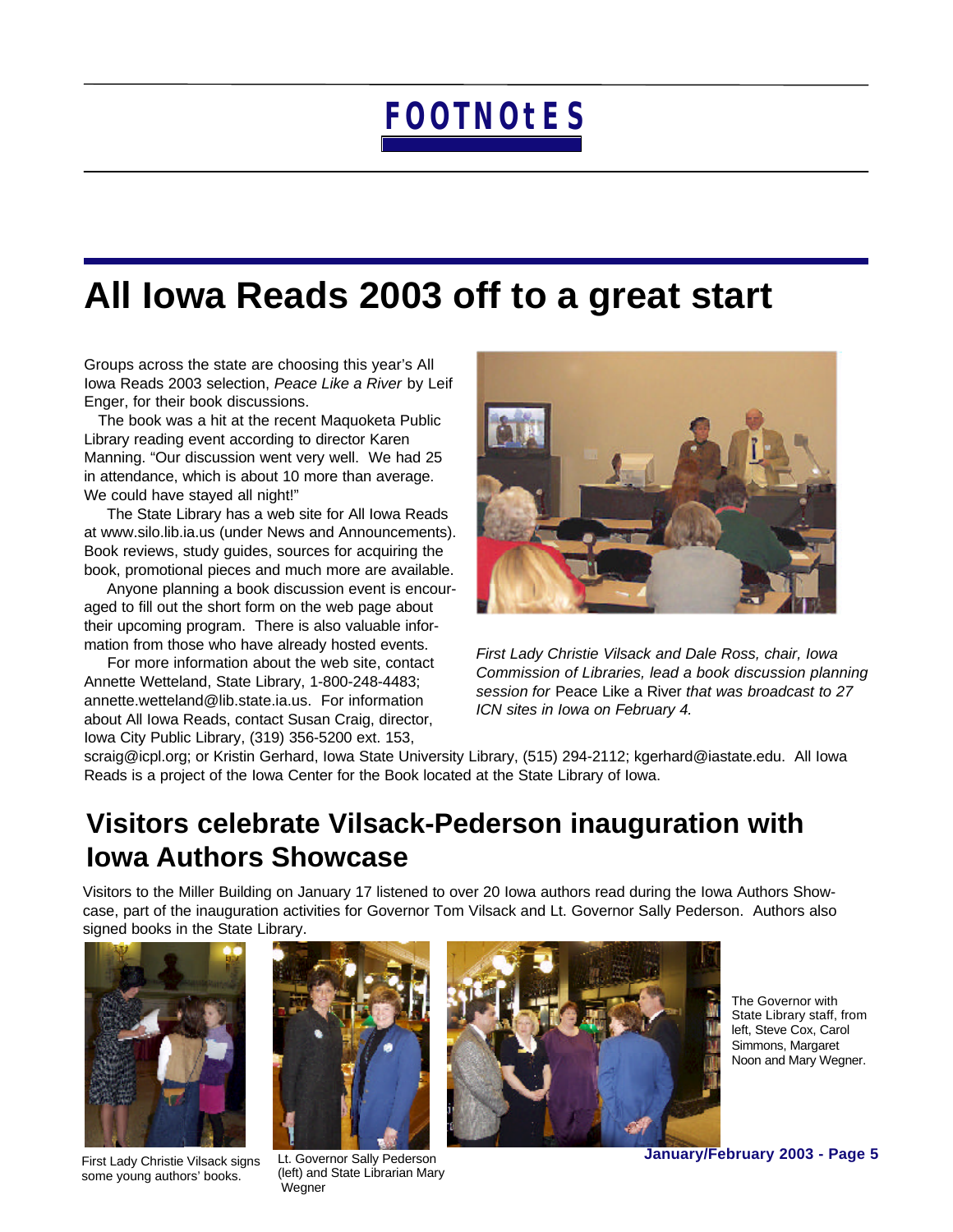# All Iowa Reads 2003 off to a great start

Groups across the state are choosing this year's All Iowa Reads 2003 selection, *Peace Like a River* by Leif Enger, for their book discussions.

The book was a hit at the recent Maquoketa Public Library reading event according to director Karen Manning. "Our discussion went very well. We had 25 in attendance, which is about 10 more than average. We could have stayed all night!"

The State Library has a web site for All Iowa Reads at www.silo.lib.ia.us (under News and Announcements). Book reviews, study guides, sources for acquiring the book, promotional pieces and much more are available.

Anyone planning a book discussion event is encouraged to fill out the short form on the web page about their upcoming program. There is also valuable information from those who have already hosted events.

For more information about the web site, contact Annette Wetteland, State Library, 1-800-248-4483; annette.wetteland@lib.state.ia.us. For information about All Iowa Reads, contact Susan Craig, director, Iowa City Public Library, (319) 356-5200 ext. 153, scraig@icpl.org; or Kristin Gerhard, Iowa State University Library, (515) 294-2112; kgerhard@iastate.edu. All Iowa Reads is a project of the Iowa Center for the Book located at the State Library of Iowa.

*First Lady Christie Vilsack and Dale Ross, chair, Iowa Commission of Libraries, lead a book discussion planning session for* Peace Like a River *that was broadcast to 27 ICN sites in Iowa on February 4.*

## Visitors celebrate Vilsack-Pederson inauguration with Iowa Authors Showcase

Visitors to the Miller Building on January 17 listened to over 20 Iowa authors read during the Iowa Authors Showcase, part of the inauguration activities for Governor Tom Vilsack and Lt. Governor Sally Pederson. Authors also signed books in the State Library.

First Lady Christie Vilsack signs some young authors' books.

Lt. Governor Sally Pederson (left) and State Librarian Mary Wegner

The Governor with State Library staff, from left, Steve Cox, Carol Simmons, Margaret Noon and Mary Wegner.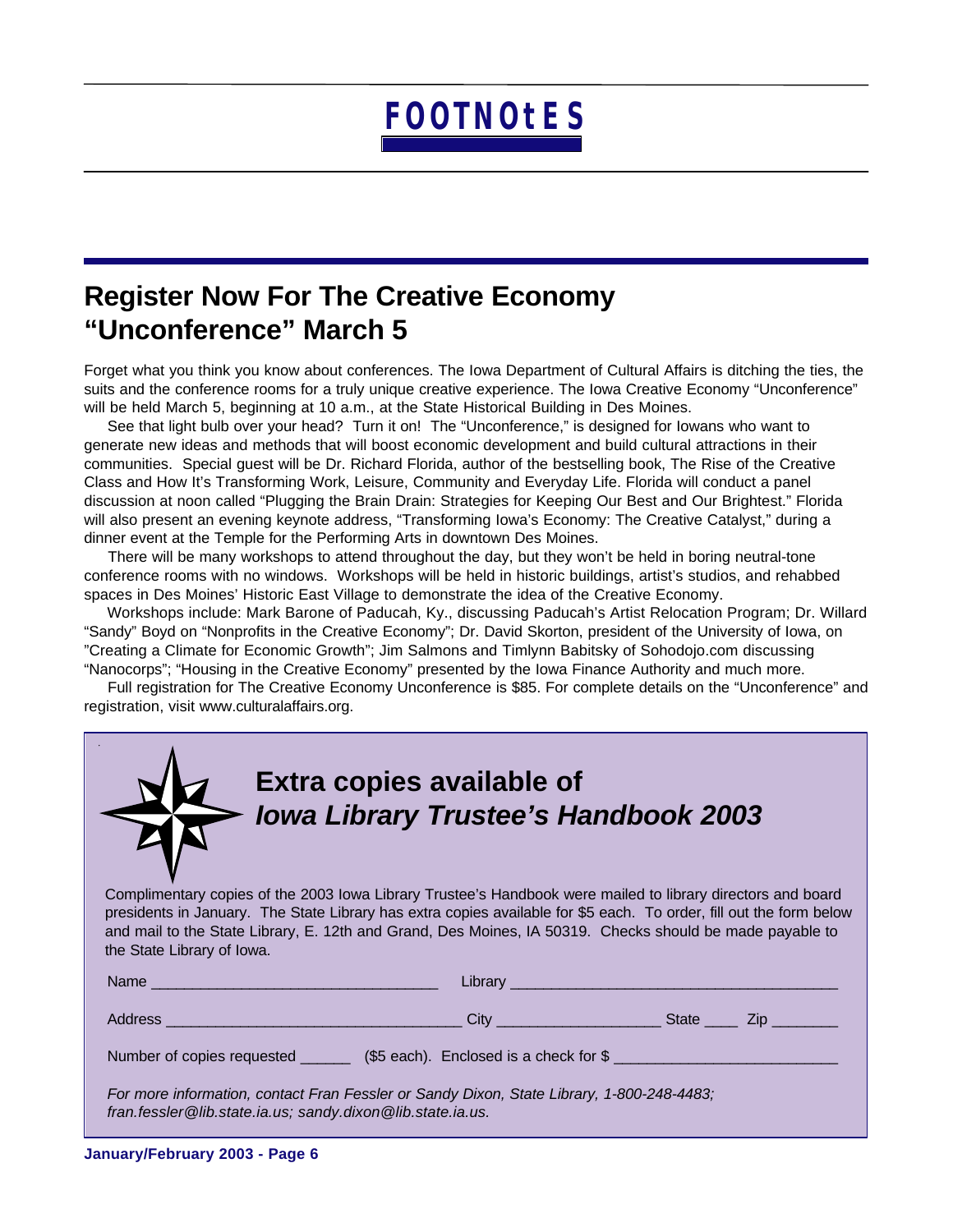# FOOTNOtES

## Register Now For The Creative Economy "Unconference" March 5

Forget what you think you know about conferences. The Iowa Department of Cultural Affairs is ditching the ties, the suits and the conference rooms for a truly unique creative experience. The Iowa Creative Economy "Unconference" will be held March 5, beginning at 10 a.m., at the State Historical Building in Des Moines.

See that light bulb over your head? Turn it on! The "Unconference," is designed for Iowans who want to generate new ideas and methods that will boost economic development and build cultural attractions in their communities. Special guest will be Dr. Richard Florida, author of the bestselling book, The Rise of the Creative Class and How It's Transforming Work, Leisure, Community and Everyday Life. Florida will conduct a panel discussion at noon called "Plugging the Brain Drain: Strategies for Keeping Our Best and Our Brightest." Florida will also present an evening keynote address, "Transforming Iowa's Economy: The Creative Catalyst," during a dinner event at the Temple for the Performing Arts in downtown Des Moines.

There will be many workshops to attend throughout the day, but they won't be held in boring neutral-tone conference rooms with no windows. Workshops will be held in historic buildings, artist's studios, and rehabbed spaces in Des Moines' Historic East Village to demonstrate the idea of the Creative Economy.

Workshops include: Mark Barone of Paducah, Ky., discussing Paducah's Artist Relocation Program; Dr. Willard "Sandy" Boyd on "Nonprofits in the Creative Economy"; Dr. David Skorton, president of the University of Iowa, on "Creating a Climate for Economic Growth"; Jim Salmons and Timlynn Babitsky of Sohodojo.com discussing "Nanocorps"; "Housing in the Creative Economy" presented by the Iowa Finance Authority and much more.

Full registration for The Creative Economy Unconference is $85. For complete details on the "Unconference" and registration, visit www.culturalaffairs.org.

## Extra copies available of *Iowa Library Trustee's Handbook 2003*

Complimentary copies of the 2003 Iowa Library Trustee's Handbook were mailed to library directors and board presidents in January. The State Library has extra copies available for $5 each. To order, fill out the form below and mail to the State Library, E. 12th and Grand, Des Moines, IA 50319. Checks should be made payable to the State Library of Iowa.

Name ______________________________ Library ____________________________________

Address ______________________________ City __________________ State ____ Zip ________

Number of copies requested ______ ($5 each). Enclosed is a check for $ ________________________

*For more information, contact Fran Fessler or Sandy Dixon, State Library, 1-800-248-4483; fran.fessler@lib.state.ia.us; sandy.dixon@lib.state.ia.us.*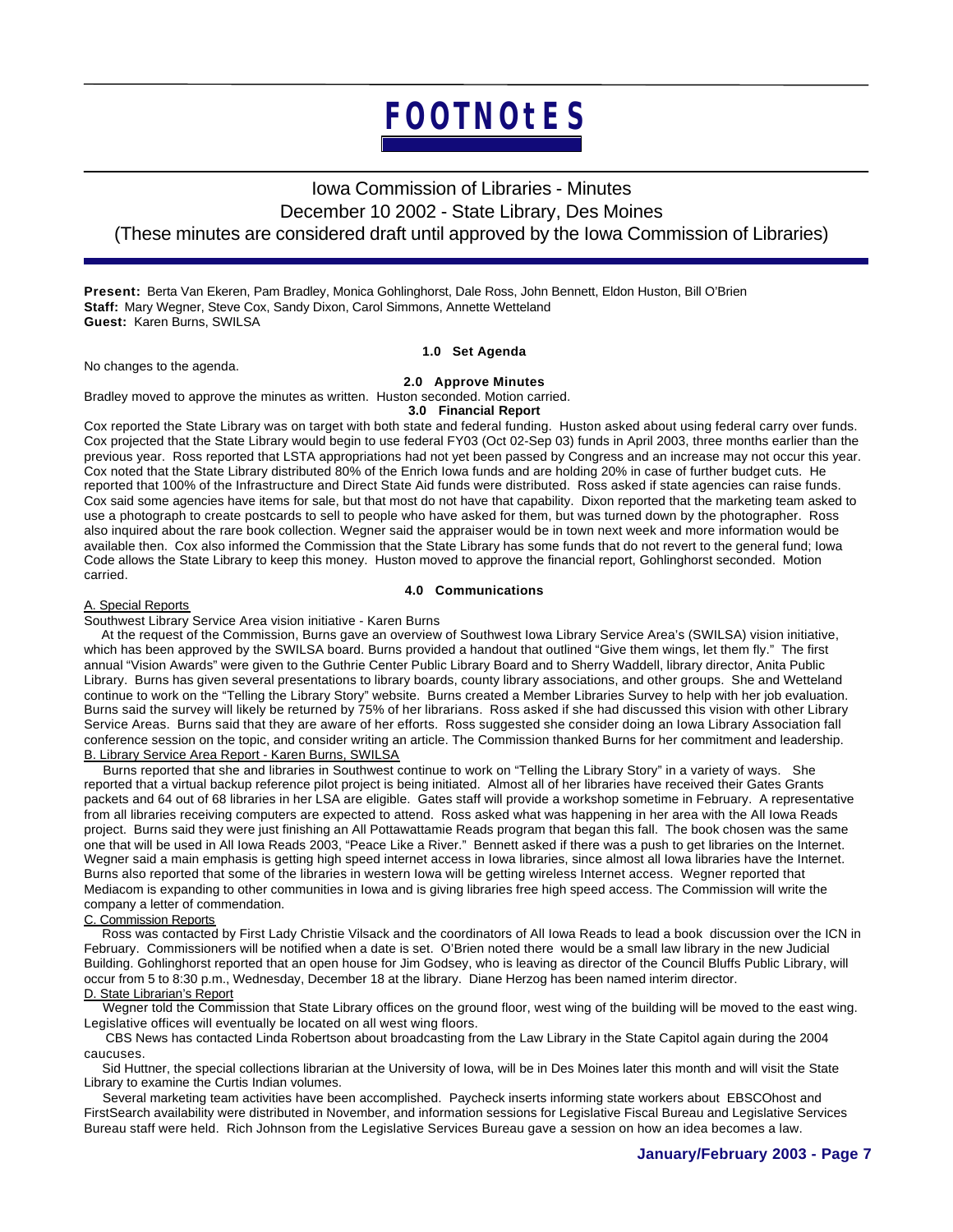# FOOTNOtES

## Iowa Commission of Libraries - Minutes
## December 10 2002 - State Library, Des Moines
## (These minutes are considered draft until approved by the Iowa Commission of Libraries)

**Present:** Berta Van Ekeren, Pam Bradley, Monica Gohlinghorst, Dale Ross, John Bennett, Eldon Huston, Bill O'Brien
**Staff:** Mary Wegner, Steve Cox, Sandy Dixon, Carol Simmons, Annette Wetteland
**Guest:** Karen Burns, SWILSA

**1.0 Set Agenda**

No changes to the agenda.

**2.0 Approve Minutes**

Bradley moved to approve the minutes as written. Huston seconded. Motion carried.

**3.0 Financial Report**

Cox reported the State Library was on target with both state and federal funding. Huston asked about using federal carry over funds. Cox projected that the State Library would begin to use federal FY03 (Oct 02-Sep 03) funds in April 2003, three months earlier than the previous year. Ross reported that LSTA appropriations had not yet been passed by Congress and an increase may not occur this year. Cox noted that the State Library distributed 80% of the Enrich Iowa funds and are holding 20% in case of further budget cuts. He reported that 100% of the Infrastructure and Direct State Aid funds were distributed. Ross asked if state agencies can raise funds. Cox said some agencies have items for sale, but that most do not have that capability. Dixon reported that the marketing team asked to use a photograph to create postcards to sell to people who have asked for them, but was turned down by the photographer. Ross also inquired about the rare book collection. Wegner said the appraiser would be in town next week and more information would be available then. Cox also informed the Commission that the State Library has some funds that do not revert to the general fund; Iowa Code allows the State Library to keep this money. Huston moved to approve the financial report, Gohlinghorst seconded. Motion carried.

**4.0 Communications**

A. Special Reports

Southwest Library Service Area vision initiative - Karen Burns

At the request of the Commission, Burns gave an overview of Southwest Iowa Library Service Area's (SWILSA) vision initiative, which has been approved by the SWILSA board. Burns provided a handout that outlined "Give them wings, let them fly." The first annual "Vision Awards" were given to the Guthrie Center Public Library Board and to Sherry Waddell, library director, Anita Public Library. Burns has given several presentations to library boards, county library associations, and other groups. She and Wetteland continue to work on the "Telling the Library Story" website. Burns created a Member Libraries Survey to help with her job evaluation. Burns said the survey will likely be returned by 75% of her librarians. Ross asked if she had discussed this vision with other Library Service Areas. Burns said that they are aware of her efforts. Ross suggested she consider doing an Iowa Library Association fall conference session on the topic, and consider writing an article. The Commission thanked Burns for her commitment and leadership.

B. Library Service Area Report - Karen Burns, SWILSA

Burns reported that she and libraries in Southwest continue to work on "Telling the Library Story" in a variety of ways. She reported that a virtual backup reference pilot project is being initiated. Almost all of her libraries have received their Gates Grants packets and 64 out of 68 libraries in her LSA are eligible. Gates staff will provide a workshop sometime in February. A representative from all libraries receiving computers are expected to attend. Ross asked what was happening in her area with the All Iowa Reads project. Burns said they were just finishing an All Pottawattamie Reads program that began this fall. The book chosen was the same one that will be used in All Iowa Reads 2003, "Peace Like a River." Bennett asked if there was a push to get libraries on the Internet. Wegner said a main emphasis is getting high speed internet access in Iowa libraries, since almost all Iowa libraries have the Internet. Burns also reported that some of the libraries in western Iowa will be getting wireless Internet access. Wegner reported that Mediacom is expanding to other communities in Iowa and is giving libraries free high speed access. The Commission will write the company a letter of commendation.

C. Commission Reports

Ross was contacted by First Lady Christie Vilsack and the coordinators of All Iowa Reads to lead a book discussion over the ICN in February. Commissioners will be notified when a date is set. O'Brien noted there would be a small law library in the new Judicial Building. Gohlinghorst reported that an open house for Jim Godsey, who is leaving as director of the Council Bluffs Public Library, will occur from 5 to 8:30 p.m., Wednesday, December 18 at the library. Diane Herzog has been named interim director.

D. State Librarian's Report

Wegner told the Commission that State Library offices on the ground floor, west wing of the building will be moved to the east wing. Legislative offices will eventually be located on all west wing floors.

CBS News has contacted Linda Robertson about broadcasting from the Law Library in the State Capitol again during the 2004 caucuses.

Sid Huttner, the special collections librarian at the University of Iowa, will be in Des Moines later this month and will visit the State Library to examine the Curtis Indian volumes.

Several marketing team activities have been accomplished. Paycheck inserts informing state workers about EBSCOhost and FirstSearch availability were distributed in November, and information sessions for Legislative Fiscal Bureau and Legislative Services Bureau staff were held. Rich Johnson from the Legislative Services Bureau gave a session on how an idea becomes a law.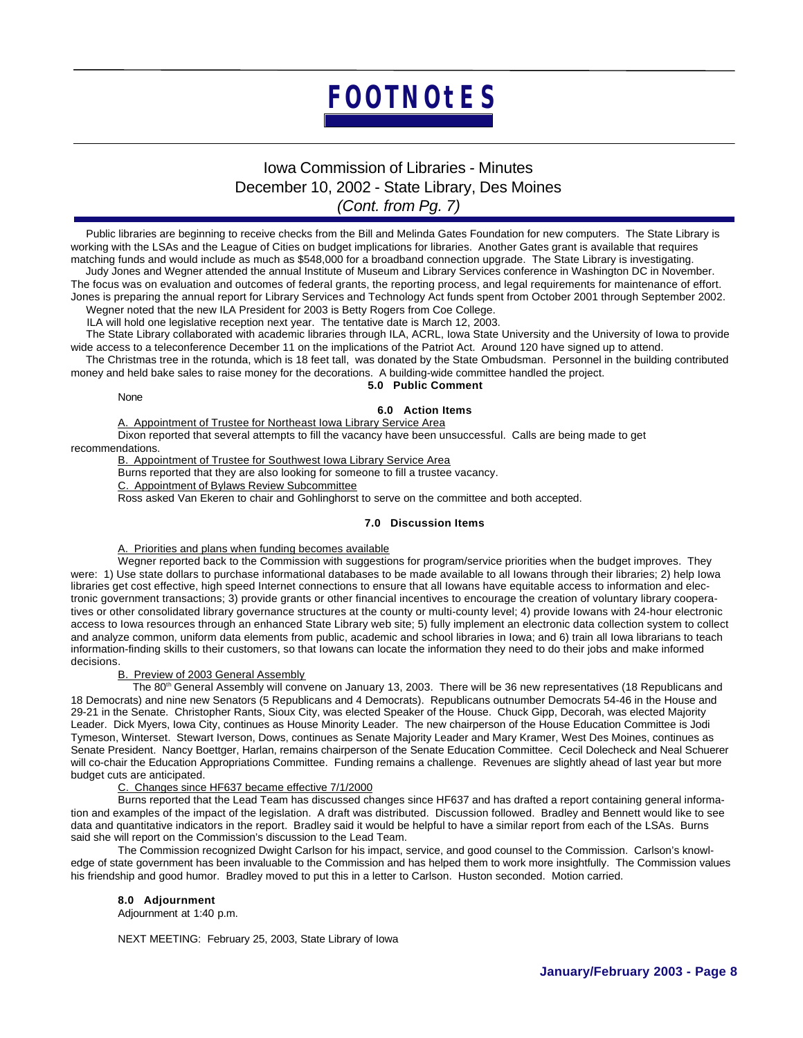# FOOTNOtES

## Iowa Commission of Libraries - Minutes
## December 10, 2002 - State Library, Des Moines
## *(Cont. from Pg. 7)*

Public libraries are beginning to receive checks from the Bill and Melinda Gates Foundation for new computers. The State Library is working with the LSAs and the League of Cities on budget implications for libraries. Another Gates grant is available that requires matching funds and would include as much as $548,000 for a broadband connection upgrade. The State Library is investigating.

Judy Jones and Wegner attended the annual Institute of Museum and Library Services conference in Washington DC in November. The focus was on evaluation and outcomes of federal grants, the reporting process, and legal requirements for maintenance of effort. Jones is preparing the annual report for Library Services and Technology Act funds spent from October 2001 through September 2002.

Wegner noted that the new ILA President for 2003 is Betty Rogers from Coe College.

ILA will hold one legislative reception next year. The tentative date is March 12, 2003.

The State Library collaborated with academic libraries through ILA, ACRL, Iowa State University and the University of Iowa to provide wide access to a teleconference December 11 on the implications of the Patriot Act. Around 120 have signed up to attend.

The Christmas tree in the rotunda, which is 18 feet tall, was donated by the State Ombudsman. Personnel in the building contributed money and held bake sales to raise money for the decorations. A building-wide committee handled the project.

**5.0 Public Comment**

None

**6.0 Action Items**

A. Appointment of Trustee for Northeast Iowa Library Service Area

Dixon reported that several attempts to fill the vacancy have been unsuccessful. Calls are being made to get recommendations.

B. Appointment of Trustee for Southwest Iowa Library Service Area

Burns reported that they are also looking for someone to fill a trustee vacancy.

C. Appointment of Bylaws Review Subcommittee

Ross asked Van Ekeren to chair and Gohlinghorst to serve on the committee and both accepted.

**7.0 Discussion Items**

A. Priorities and plans when funding becomes available

Wegner reported back to the Commission with suggestions for program/service priorities when the budget improves. They were: 1) Use state dollars to purchase informational databases to be made available to all Iowans through their libraries; 2) help Iowa libraries get cost effective, high speed Internet connections to ensure that all Iowans have equitable access to information and electronic government transactions; 3) provide grants or other financial incentives to encourage the creation of voluntary library cooperatives or other consolidated library governance structures at the county or multi-county level; 4) provide Iowans with 24-hour electronic access to Iowa resources through an enhanced State Library web site; 5) fully implement an electronic data collection system to collect and analyze common, uniform data elements from public, academic and school libraries in Iowa; and 6) train all Iowa librarians to teach information-finding skills to their customers, so that Iowans can locate the information they need to do their jobs and make informed decisions.

B. Preview of 2003 General Assembly

The 80th General Assembly will convene on January 13, 2003. There will be 36 new representatives (18 Republicans and 18 Democrats) and nine new Senators (5 Republicans and 4 Democrats). Republicans outnumber Democrats 54-46 in the House and 29-21 in the Senate. Christopher Rants, Sioux City, was elected Speaker of the House. Chuck Gipp, Decorah, was elected Majority Leader. Dick Myers, Iowa City, continues as House Minority Leader. The new chairperson of the House Education Committee is Jodi Tymeson, Winterset. Stewart Iverson, Dows, continues as Senate Majority Leader and Mary Kramer, West Des Moines, continues as Senate President. Nancy Boettger, Harlan, remains chairperson of the Senate Education Committee. Cecil Dolecheck and Neal Schuerer will co-chair the Education Appropriations Committee. Funding remains a challenge. Revenues are slightly ahead of last year but more budget cuts are anticipated.

C. Changes since HF637 became effective 7/1/2000

Burns reported that the Lead Team has discussed changes since HF637 and has drafted a report containing general information and examples of the impact of the legislation. A draft was distributed. Discussion followed. Bradley and Bennett would like to see data and quantitative indicators in the report. Bradley said it would be helpful to have a similar report from each of the LSAs. Burns said she will report on the Commission's discussion to the Lead Team.

The Commission recognized Dwight Carlson for his impact, service, and good counsel to the Commission. Carlson's knowledge of state government has been invaluable to the Commission and has helped them to work more insightfully. The Commission values his friendship and good humor. Bradley moved to put this in a letter to Carlson. Huston seconded. Motion carried.

**8.0 Adjournment**

Adjournment at 1:40 p.m.

NEXT MEETING: February 25, 2003, State Library of Iowa